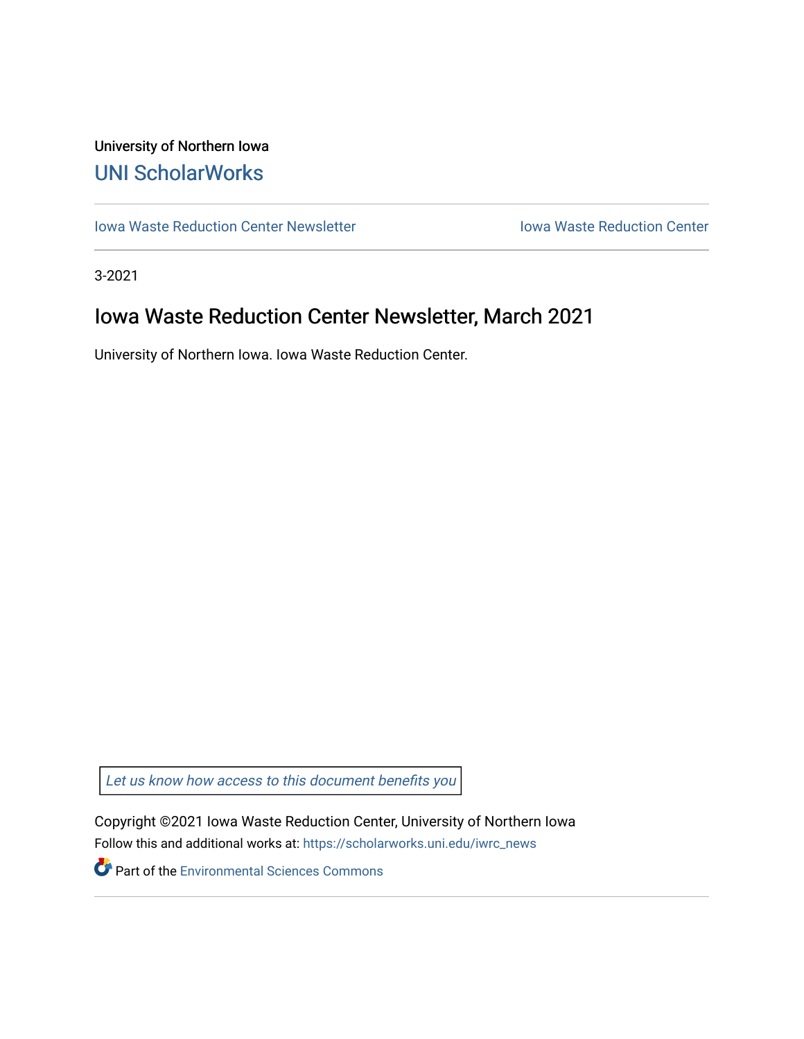University of Northern Iowa

# UNI ScholarWorks

Iowa Waste Reduction Center Newsletter | Iowa Waste Reduction Center

3-2021

## Iowa Waste Reduction Center Newsletter, March 2021

University of Northern Iowa. Iowa Waste Reduction Center.

*Let us know how access to this document benefits you*

Copyright ©2021 Iowa Waste Reduction Center, University of Northern Iowa

Follow this and additional works at: https://scholarworks.uni.edu/iwrc_news

Part of the Environmental Sciences Commons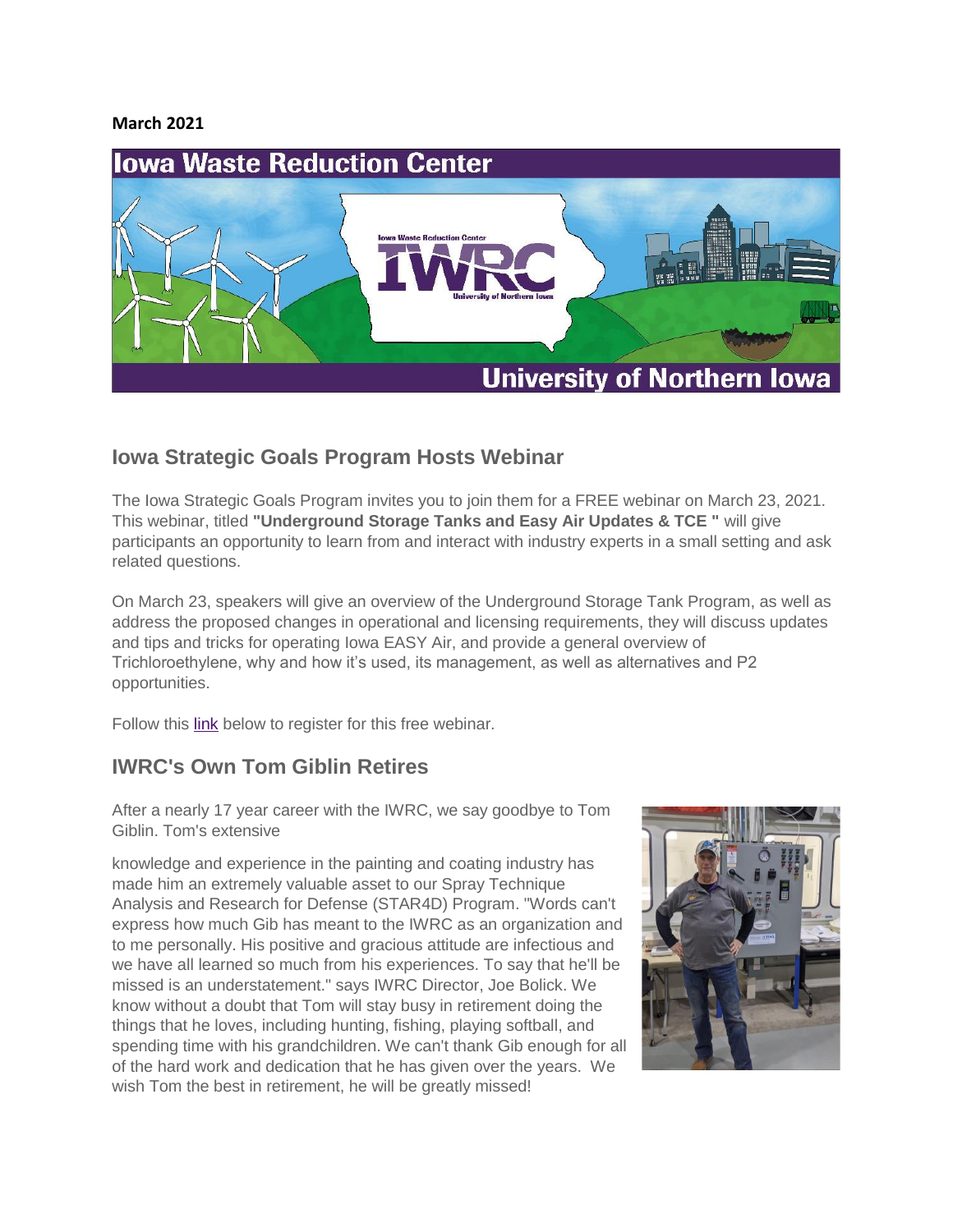**March 2021**

# Iowa Waste Reduction Center

University of Northern Iowa

## Iowa Strategic Goals Program Hosts Webinar

The Iowa Strategic Goals Program invites you to join them for a FREE webinar on March 23, 2021. This webinar, titled **"Underground Storage Tanks and Easy Air Updates & TCE "** will give participants an opportunity to learn from and interact with industry experts in a small setting and ask related questions.

On March 23, speakers will give an overview of the Underground Storage Tank Program, as well as address the proposed changes in operational and licensing requirements, they will discuss updates and tips and tricks for operating Iowa EASY Air, and provide a general overview of Trichloroethylene, why and how it's used, its management, as well as alternatives and P2 opportunities.

Follow this link below to register for this free webinar.

## IWRC's Own Tom Giblin Retires

After a nearly 17 year career with the IWRC, we say goodbye to Tom Giblin. Tom's extensive knowledge and experience in the painting and coating industry has made him an extremely valuable asset to our Spray Technique Analysis and Research for Defense (STAR4D) Program. "Words can't express how much Gib has meant to the IWRC as an organization and to me personally. His positive and gracious attitude are infectious and we have all learned so much from his experiences. To say that he'll be missed is an understatement." says IWRC Director, Joe Bolick. We know without a doubt that Tom will stay busy in retirement doing the things that he loves, including hunting, fishing, playing softball, and spending time with his grandchildren. We can't thank Gib enough for all of the hard work and dedication that he has given over the years. We wish Tom the best in retirement, he will be greatly missed!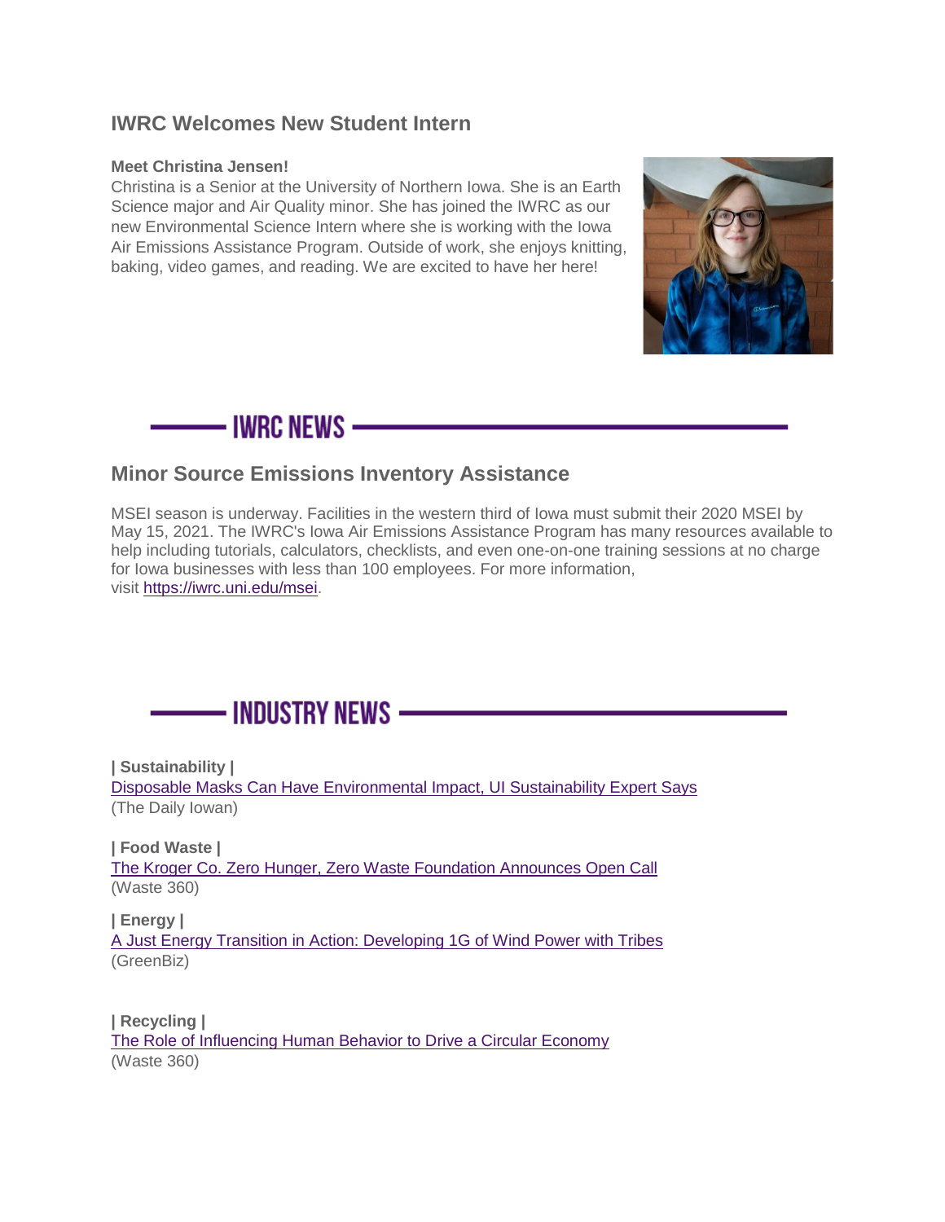## IWRC Welcomes New Student Intern

**Meet Christina Jensen!**

Christina is a Senior at the University of Northern Iowa. She is an Earth Science major and Air Quality minor. She has joined the IWRC as our new Environmental Science Intern where she is working with the Iowa Air Emissions Assistance Program. Outside of work, she enjoys knitting, baking, video games, and reading. We are excited to have her here!

# IWRC NEWS

## Minor Source Emissions Inventory Assistance

MSEI season is underway. Facilities in the western third of Iowa must submit their 2020 MSEI by May 15, 2021. The IWRC's Iowa Air Emissions Assistance Program has many resources available to help including tutorials, calculators, checklists, and even one-on-one training sessions at no charge for Iowa businesses with less than 100 employees. For more information, visit https://iwrc.uni.edu/msei.

# INDUSTRY NEWS

**| Sustainability |**
Disposable Masks Can Have Environmental Impact, UI Sustainability Expert Says
(The Daily Iowan)

**| Food Waste |**
The Kroger Co. Zero Hunger, Zero Waste Foundation Announces Open Call
(Waste 360)

**| Energy |**
A Just Energy Transition in Action: Developing 1G of Wind Power with Tribes
(GreenBiz)

**| Recycling |**
The Role of Influencing Human Behavior to Drive a Circular Economy
(Waste 360)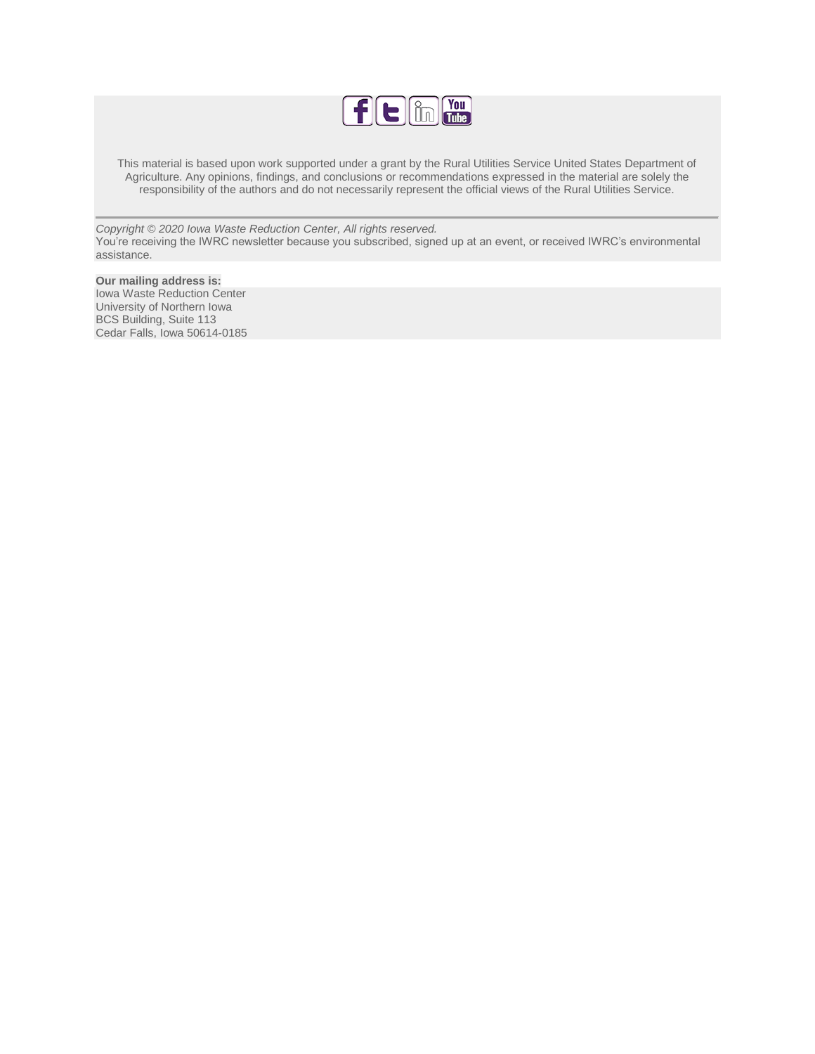This material is based upon work supported under a grant by the Rural Utilities Service United States Department of Agriculture. Any opinions, findings, and conclusions or recommendations expressed in the material are solely the responsibility of the authors and do not necessarily represent the official views of the Rural Utilities Service.

---

*Copyright © 2020 Iowa Waste Reduction Center, All rights reserved.*
You're receiving the IWRC newsletter because you subscribed, signed up at an event, or received IWRC's environmental assistance.

**Our mailing address is:**
Iowa Waste Reduction Center
University of Northern Iowa
BCS Building, Suite 113
Cedar Falls, Iowa 50614-0185